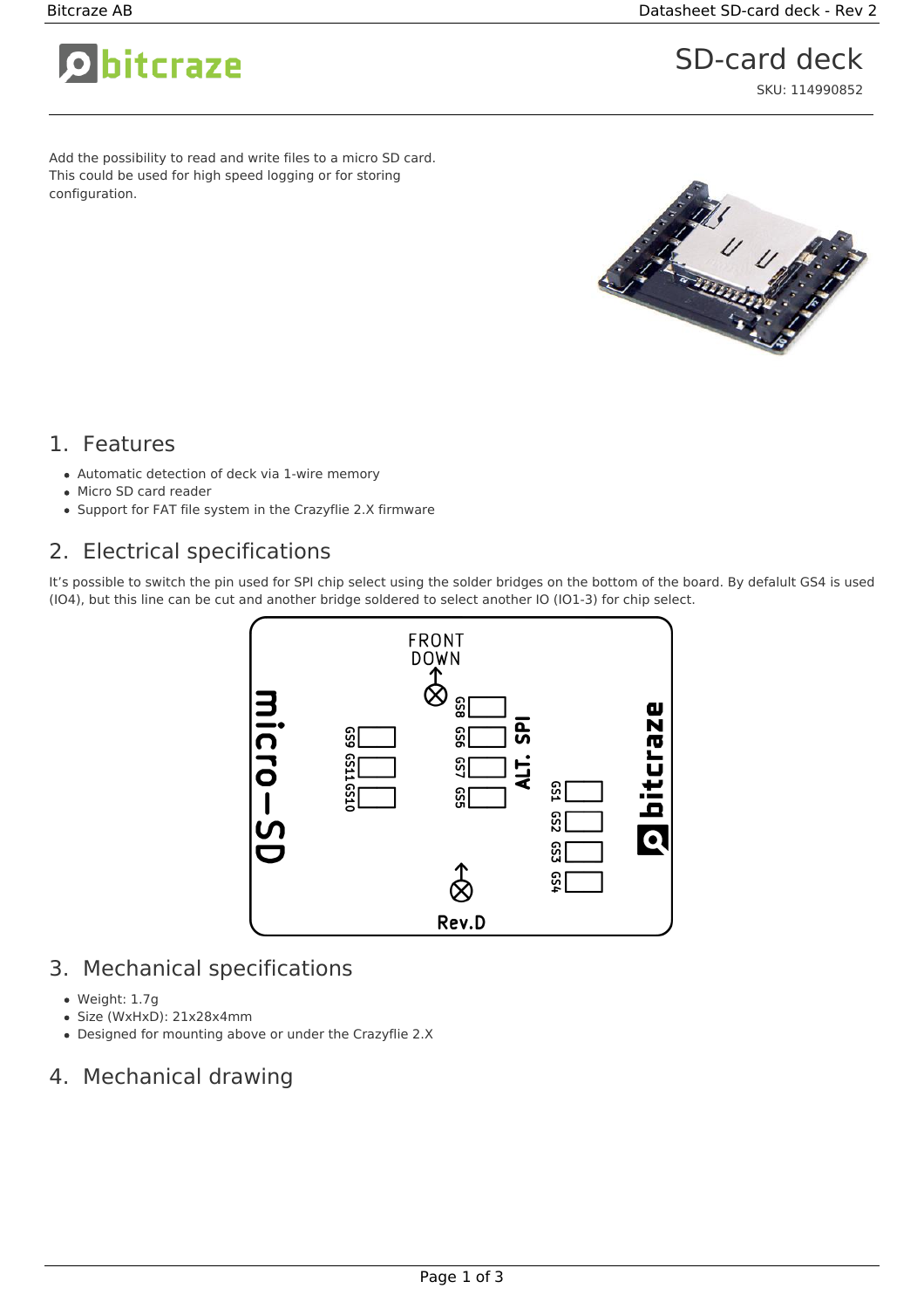# SD-card deck

SKU: 114990852

Add the possibility to read and write files to a micro SD card. This could be used for high speed logging or for storing configuration.

## 1. Features

- Automatic detection of deck via 1-wire memory
- Micro SD card reader
- Support for FAT file system in the Crazyflie 2.X firmware

## 2. Electrical specifications

It's possible to switch the pin used for SPI chip select using the solder bridges on the bottom of the board. By defalult GS4 is used (IO4), but this line can be cut and another bridge soldered to select another IO (IO1-3) for chip select.

## 3. Mechanical specifications

- Weight: 1.7g
- Size (WxHxD): 21x28x4mm
- Designed for mounting above or under the Crazyflie 2.X

## 4. Mechanical drawing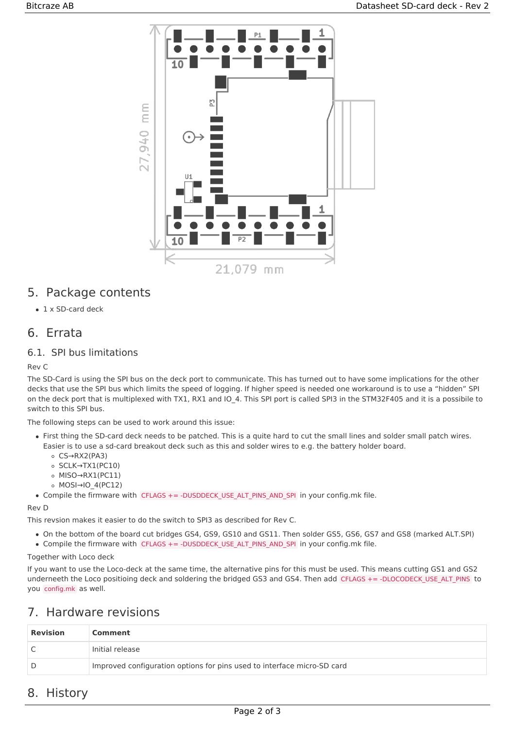## 5. Package contents

- 1 x SD-card deck

## 6. Errata

### 6.1. SPI bus limitations

Rev C

The SD-Card is using the SPI bus on the deck port to communicate. This has turned out to have some implications for the other decks that use the SPI bus which limits the speed of logging. If higher speed is needed one workaround is to use a “hidden” SPI on the deck port that is multiplexed with TX1, RX1 and IO_4. This SPI port is called SPI3 in the STM32F405 and it is a possibile to switch to this SPI bus.

The following steps can be used to work around this issue:

- First thing the SD-card deck needs to be patched. This is a quite hard to cut the small lines and solder small patch wires. Easier is to use a sd-card breakout deck such as this and solder wires to e.g. the battery holder board.
  - CS→RX2(PA3)
  - SCLK→TX1(PC10)
  - MISO→RX1(PC11)
  - MOSI→IO_4(PC12)
- Compile the firmware with `CFLAGS += -DUSDDECK_USE_ALT_PINS_AND_SPI` in your config.mk file.

Rev D

This revsion makes it easier to do the switch to SPI3 as described for Rev C.

- On the bottom of the board cut bridges GS4, GS9, GS10 and GS11. Then solder GS5, GS6, GS7 and GS8 (marked ALT.SPI)
- Compile the firmware with `CFLAGS += -DUSDDECK_USE_ALT_PINS_AND_SPI` in your config.mk file.

Together with Loco deck

If you want to use the Loco-deck at the same time, the alternative pins for this must be used. This means cutting GS1 and GS2 underneeth the Loco positioing deck and soldering the bridged GS3 and GS4. Then add `CFLAGS += -DLOCODECK_USE_ALT_PINS` to you `config.mk` as well.

## 7. Hardware revisions

| Revision | Comment |
|---|---|
| C | Initial release |
| D | Improved configuration options for pins used to interface micro-SD card |

## 8. History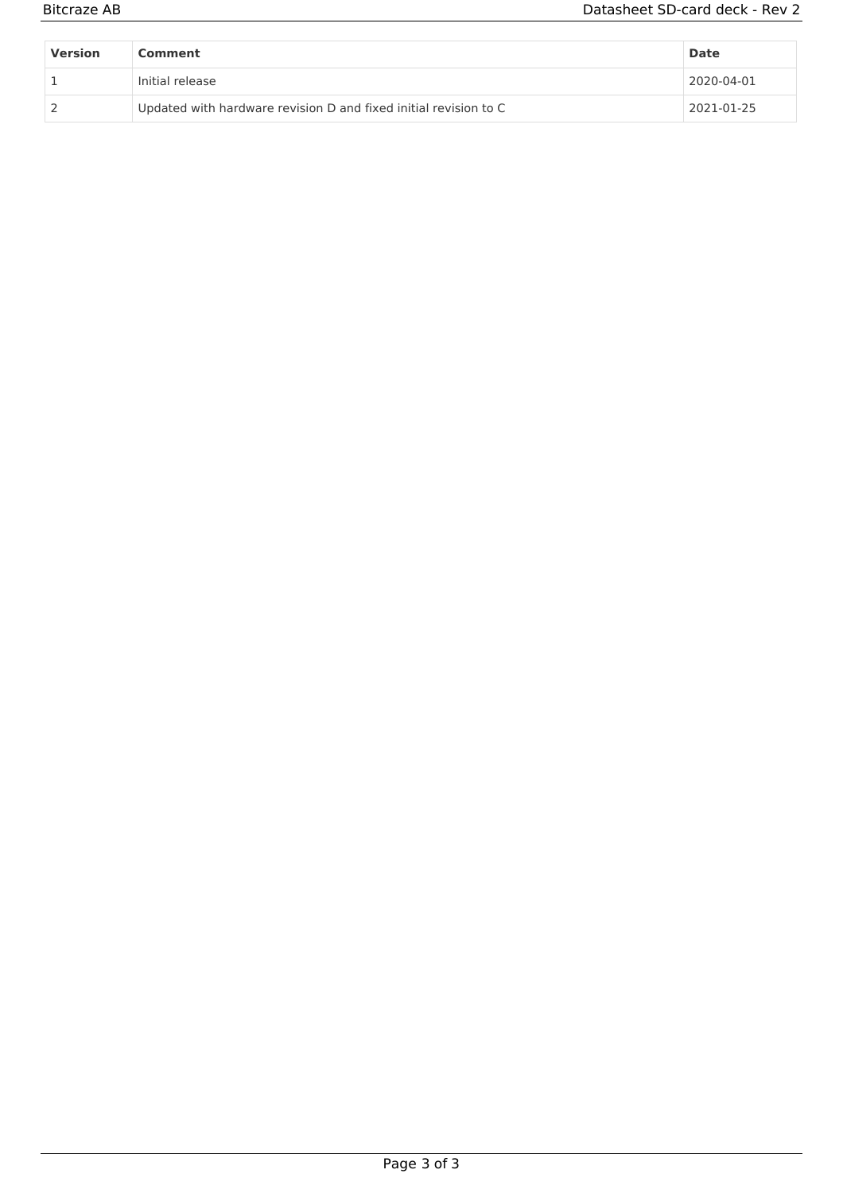| Version | Comment | Date |
| --- | --- | --- |
| 1 | Initial release | 2020-04-01 |
| 2 | Updated with hardware revision D and fixed initial revision to C | 2021-01-25 |